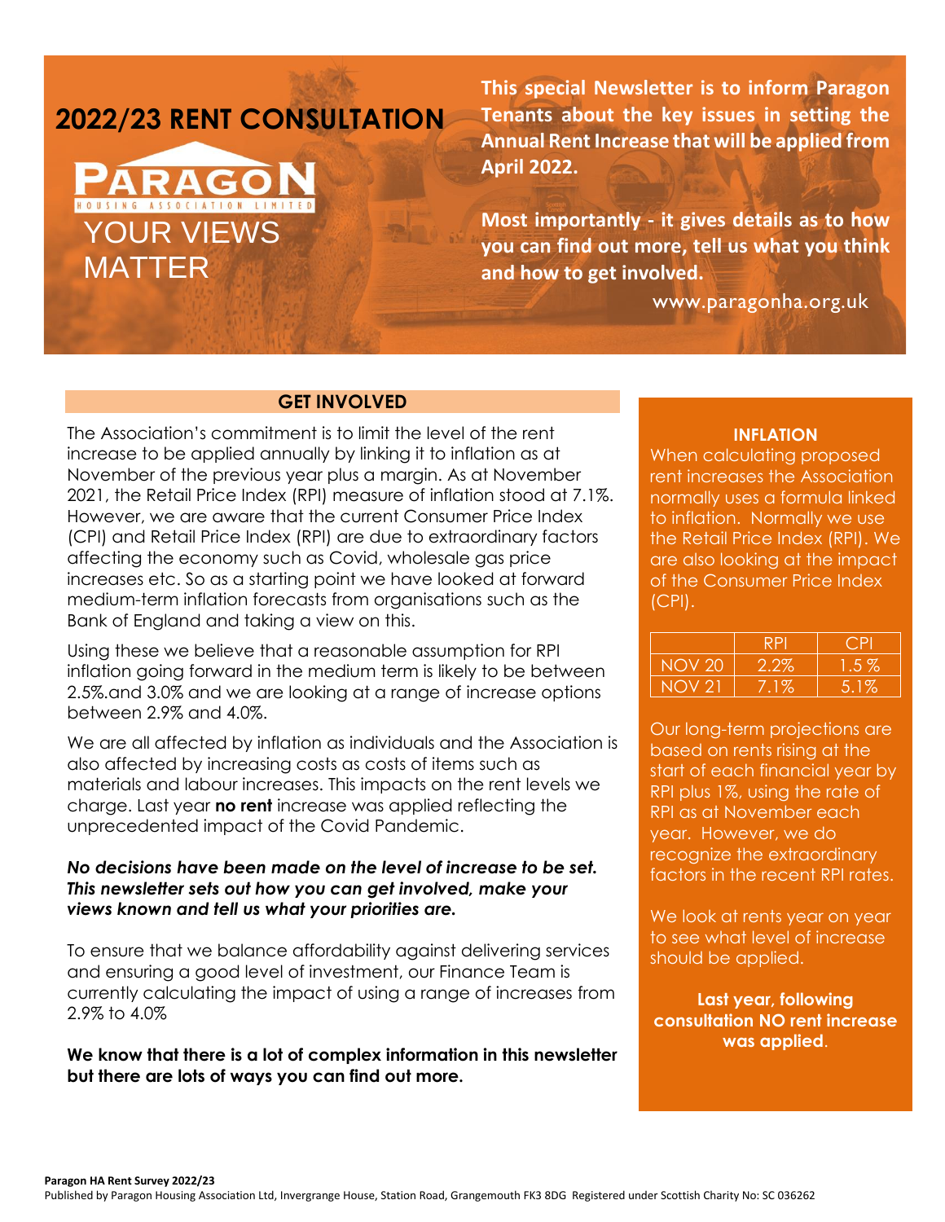# 2022/23 RENT CONSULTATION

PARAGON
HOUSING ASSOCIATION LIMITED

YOUR VIEWS MATTER

**This special Newsletter is to inform Paragon Tenants about the key issues in setting the Annual Rent Increase that will be applied from April 2022.**

**Most importantly - it gives details as to how you can find out more, tell us what you think and how to get involved.**

www.paragonha.org.uk

## GET INVOLVED

The Association's commitment is to limit the level of the rent increase to be applied annually by linking it to inflation as at November of the previous year plus a margin. As at November 2021, the Retail Price Index (RPI) measure of inflation stood at 7.1%. However, we are aware that the current Consumer Price Index (CPI) and Retail Price Index (RPI) are due to extraordinary factors affecting the economy such as Covid, wholesale gas price increases etc. So as a starting point we have looked at forward medium-term inflation forecasts from organisations such as the Bank of England and taking a view on this.

Using these we believe that a reasonable assumption for RPI inflation going forward in the medium term is likely to be between 2.5%.and 3.0% and we are looking at a range of increase options between 2.9% and 4.0%.

We are all affected by inflation as individuals and the Association is also affected by increasing costs as costs of items such as materials and labour increases. This impacts on the rent levels we charge. Last year **no rent** increase was applied reflecting the unprecedented impact of the Covid Pandemic.

***No decisions have been made on the level of increase to be set. This newsletter sets out how you can get involved, make your views known and tell us what your priorities are.***

To ensure that we balance affordability against delivering services and ensuring a good level of investment, our Finance Team is currently calculating the impact of using a range of increases from 2.9% to 4.0%

**We know that there is a lot of complex information in this newsletter but there are lots of ways you can find out more.**

## INFLATION

When calculating proposed rent increases the Association normally uses a formula linked to inflation. Normally we use the Retail Price Index (RPI). We are also looking at the impact of the Consumer Price Index (CPI).

| | RPI | CPI |
|---|---|---|
| NOV 20 | 2.2% | 1.5 % |
| NOV 21 | 7.1% | 5.1% |

Our long-term projections are based on rents rising at the start of each financial year by RPI plus 1%, using the rate of RPI as at November each year. However, we do recognize the extraordinary factors in the recent RPI rates.

We look at rents year on year to see what level of increase should be applied.

**Last year, following consultation NO rent increase was applied**.

**Paragon HA Rent Survey 2022/23**
Published by Paragon Housing Association Ltd, Invergrange House, Station Road, Grangemouth FK3 8DG Registered under Scottish Charity No: SC 036262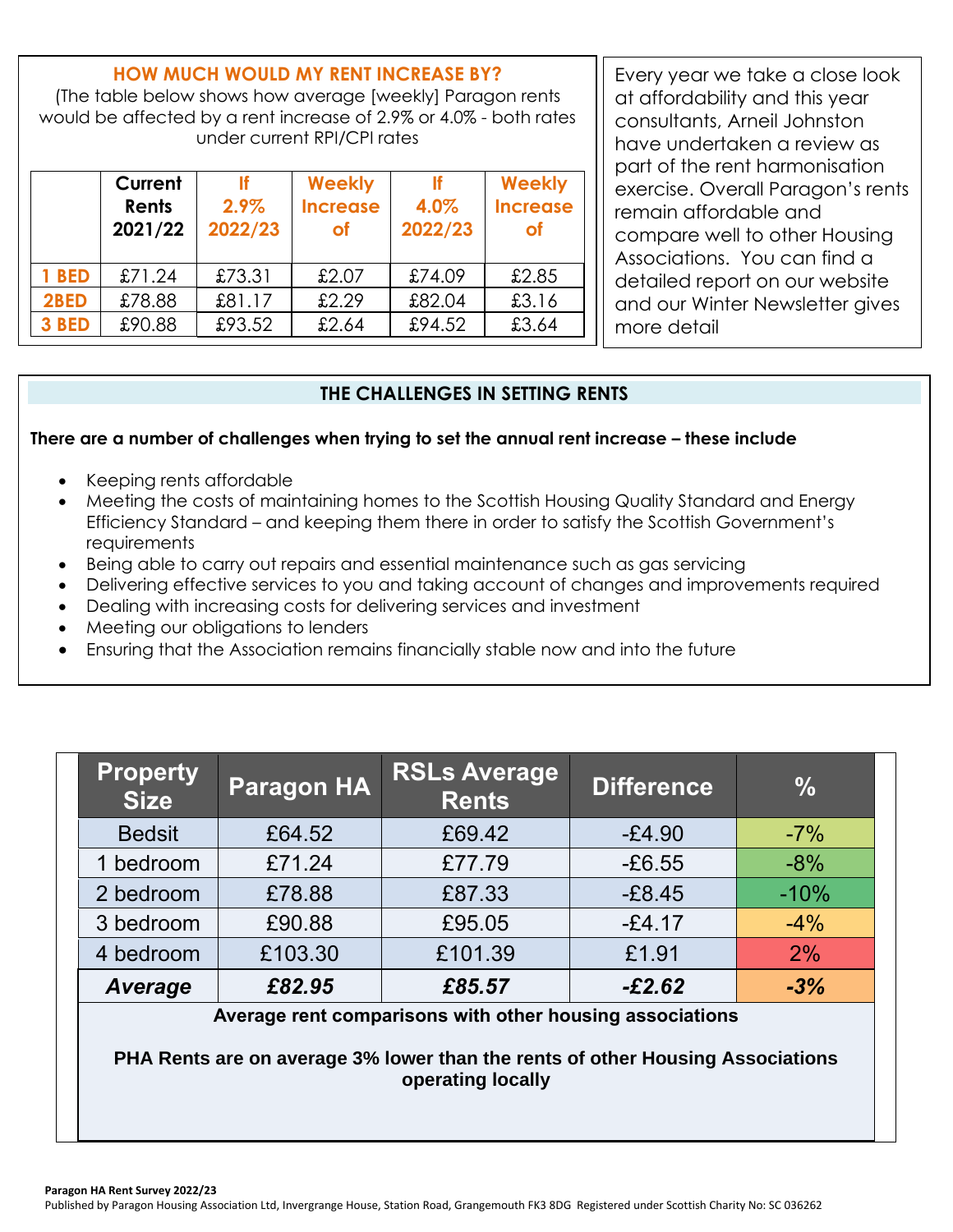## HOW MUCH WOULD MY RENT INCREASE BY?

(The table below shows how average [weekly] Paragon rents would be affected by a rent increase of 2.9% or 4.0% - both rates under current RPI/CPI rates

| | Current Rents 2021/22 | If 2.9% 2022/23 | Weekly Increase of | If 4.0% 2022/23 | Weekly Increase of |
|---|---|---|---|---|---|
| 1 BED | £71.24 | £73.31 | £2.07 | £74.09 | £2.85 |
| 2BED | £78.88 | £81.17 | £2.29 | £82.04 | £3.16 |
| 3 BED | £90.88 | £93.52 | £2.64 | £94.52 | £3.64 |

Every year we take a close look at affordability and this year consultants, Arneil Johnston have undertaken a review as part of the rent harmonisation exercise. Overall Paragon's rents remain affordable and compare well to other Housing Associations. You can find a detailed report on our website and our Winter Newsletter gives more detail

## THE CHALLENGES IN SETTING RENTS

**There are a number of challenges when trying to set the annual rent increase – these include**

- Keeping rents affordable
- Meeting the costs of maintaining homes to the Scottish Housing Quality Standard and Energy Efficiency Standard – and keeping them there in order to satisfy the Scottish Government's requirements
- Being able to carry out repairs and essential maintenance such as gas servicing
- Delivering effective services to you and taking account of changes and improvements required
- Dealing with increasing costs for delivering services and investment
- Meeting our obligations to lenders
- Ensuring that the Association remains financially stable now and into the future

| Property Size | Paragon HA | RSLs Average Rents | Difference | % |
|---|---|---|---|---|
| Bedsit | £64.52 | £69.42 | -£4.90 | -7% |
| 1 bedroom | £71.24 | £77.79 | -£6.55 | -8% |
| 2 bedroom | £78.88 | £87.33 | -£8.45 | -10% |
| 3 bedroom | £90.88 | £95.05 | -£4.17 | -4% |
| 4 bedroom | £103.30 | £101.39 | £1.91 | 2% |
| ***Average*** | ***£82.95*** | ***£85.57*** | ***-£2.62*** | ***-3%*** |

**Average rent comparisons with other housing associations**

**PHA Rents are on average 3% lower than the rents of other Housing Associations operating locally**

**Paragon HA Rent Survey 2022/23**

Published by Paragon Housing Association Ltd, Invergrange House, Station Road, Grangemouth FK3 8DG Registered under Scottish Charity No: SC 036262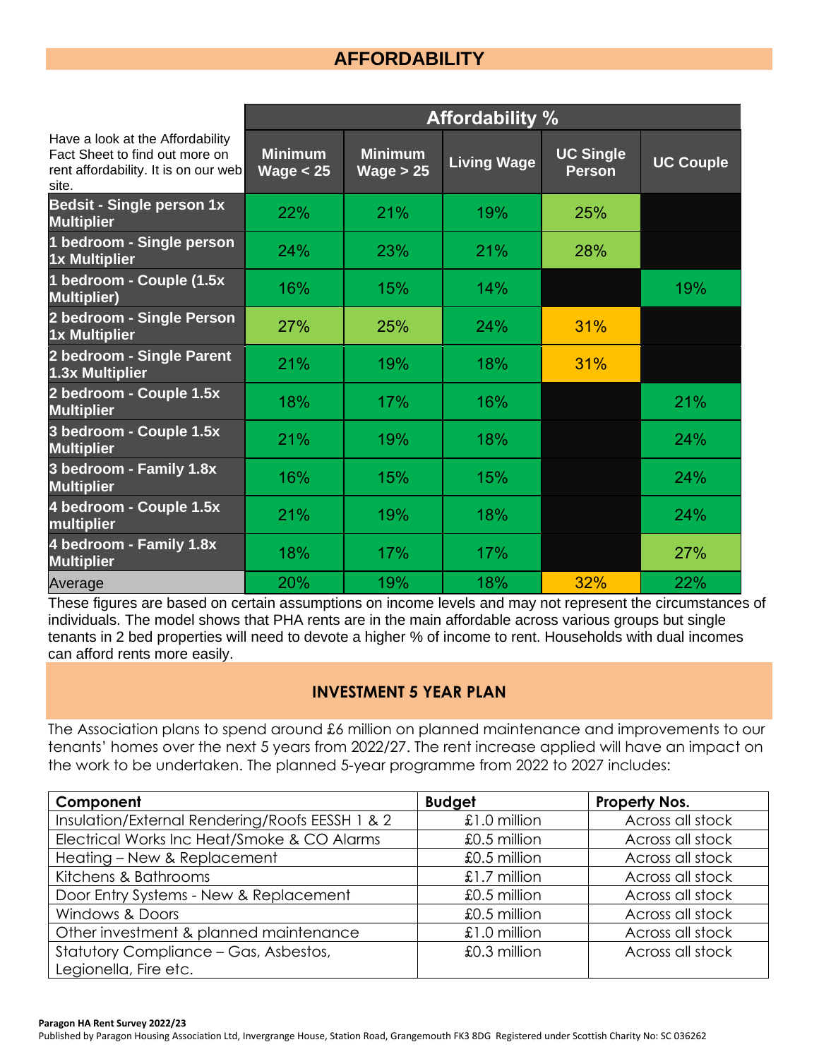# AFFORDABILITY

| Have a look at the Affordability Fact Sheet to find out more on rent affordability. It is on our web site. | Affordability % | | | | |
|---|---|---|---|---|---|
| | **Minimum Wage < 25** | **Minimum Wage > 25** | **Living Wage** | **UC Single Person** | **UC Couple** |
| **Bedsit - Single person 1x Multiplier** | 22% | 21% | 19% | 25% | |
| **1 bedroom - Single person 1x Multiplier** | 24% | 23% | 21% | 28% | |
| **1 bedroom - Couple (1.5x Multiplier)** | 16% | 15% | 14% | | 19% |
| **2 bedroom - Single Person 1x Multiplier** | 27% | 25% | 24% | 31% | |
| **2 bedroom - Single Parent 1.3x Multiplier** | 21% | 19% | 18% | 31% | |
| **2 bedroom - Couple 1.5x Multiplier** | 18% | 17% | 16% | | 21% |
| **3 bedroom - Couple 1.5x Multiplier** | 21% | 19% | 18% | | 24% |
| **3 bedroom - Family 1.8x Multiplier** | 16% | 15% | 15% | | 24% |
| **4 bedroom - Couple 1.5x multiplier** | 21% | 19% | 18% | | 24% |
| **4 bedroom - Family 1.8x Multiplier** | 18% | 17% | 17% | | 27% |
| Average | 20% | 19% | 18% | 32% | 22% |

These figures are based on certain assumptions on income levels and may not represent the circumstances of individuals. The model shows that PHA rents are in the main affordable across various groups but single tenants in 2 bed properties will need to devote a higher % of income to rent. Households with dual incomes can afford rents more easily.

## INVESTMENT 5 YEAR PLAN

The Association plans to spend around £6 million on planned maintenance and improvements to our tenants' homes over the next 5 years from 2022/27. The rent increase applied will have an impact on the work to be undertaken. The planned 5-year programme from 2022 to 2027 includes:

| Component | Budget | Property Nos. |
|---|---|---|
| Insulation/External Rendering/Roofs EESSH 1 & 2 | £1.0 million | Across all stock |
| Electrical Works Inc Heat/Smoke & CO Alarms | £0.5 million | Across all stock |
| Heating – New & Replacement | £0.5 million | Across all stock |
| Kitchens & Bathrooms | £1.7 million | Across all stock |
| Door Entry Systems - New & Replacement | £0.5 million | Across all stock |
| Windows & Doors | £0.5 million | Across all stock |
| Other investment & planned maintenance | £1.0 million | Across all stock |
| Statutory Compliance – Gas, Asbestos, Legionella, Fire etc. | £0.3 million | Across all stock |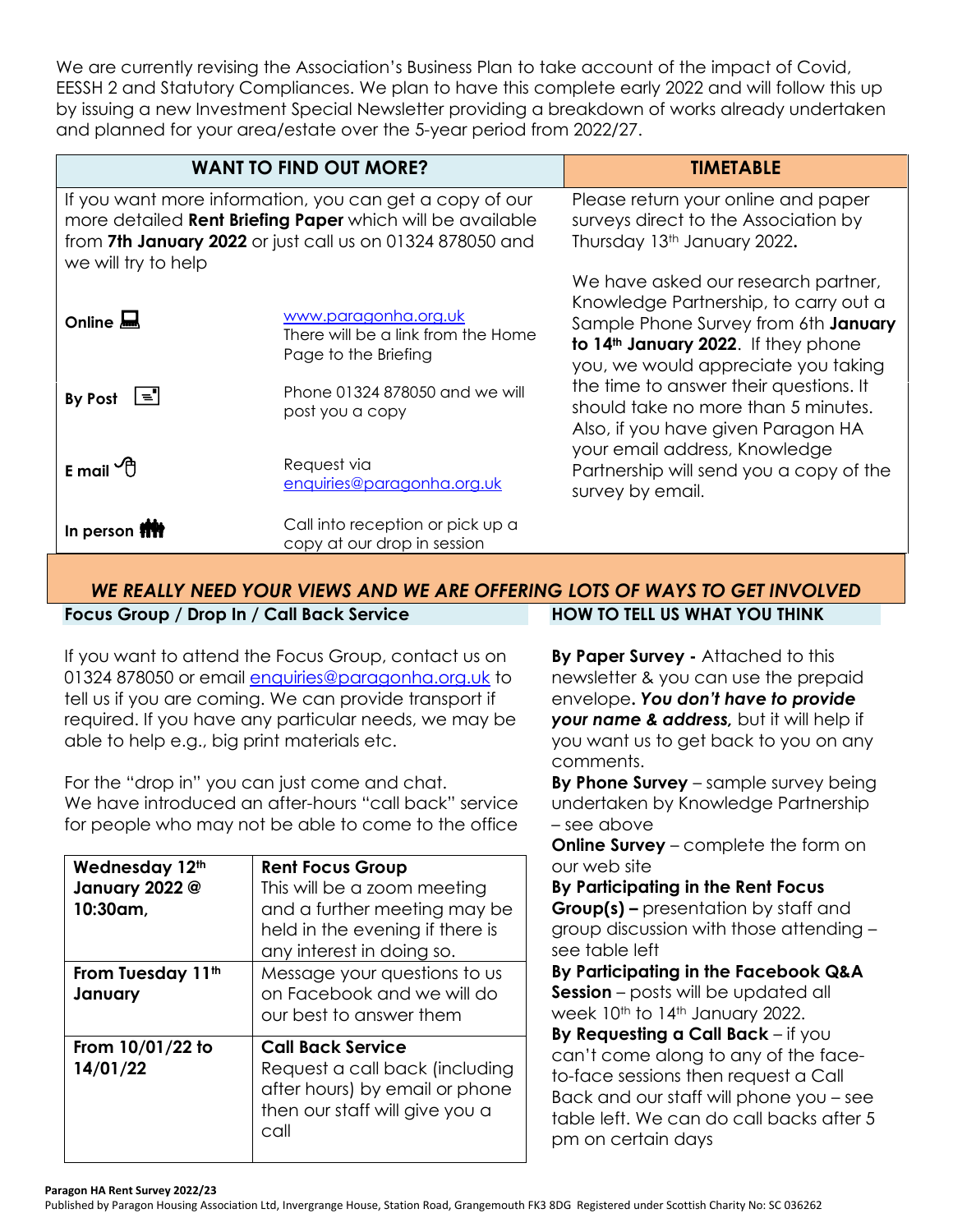We are currently revising the Association's Business Plan to take account of the impact of Covid, EESSH 2 and Statutory Compliances. We plan to have this complete early 2022 and will follow this up by issuing a new Investment Special Newsletter providing a breakdown of works already undertaken and planned for your area/estate over the 5-year period from 2022/27.

## WANT TO FIND OUT MORE?

If you want more information, you can get a copy of our more detailed **Rent Briefing Paper** which will be available from **7th January 2022** or just call us on 01324 878050 and we will try to help

| | |
|---|---|
| **Online** | www.paragonha.org.uk There will be a link from the Home Page to the Briefing |
| **By Post** | Phone 01324 878050 and we will post you a copy |
| **E mail** | Request via enquiries@paragonha.org.uk |
| **In person** | Call into reception or pick up a copy at our drop in session |

## TIMETABLE

Please return your online and paper surveys direct to the Association by Thursday 13th January 2022**.**

We have asked our research partner, Knowledge Partnership, to carry out a Sample Phone Survey from 6th **January to 14th January 2022**. If they phone you, we would appreciate you taking the time to answer their questions. It should take no more than 5 minutes. Also, if you have given Paragon HA your email address, Knowledge Partnership will send you a copy of the survey by email.

## *WE REALLY NEED YOUR VIEWS AND WE ARE OFFERING LOTS OF WAYS TO GET INVOLVED*

### Focus Group / Drop In / Call Back Service

If you want to attend the Focus Group, contact us on 01324 878050 or email enquiries@paragonha.org.uk to tell us if you are coming. We can provide transport if required. If you have any particular needs, we may be able to help e.g., big print materials etc.

For the "drop in" you can just come and chat. We have introduced an after-hours "call back" service for people who may not be able to come to the office

| | |
|---|---|
| **Wednesday 12th January 2022 @ 10:30am,** | **Rent Focus Group** This will be a zoom meeting and a further meeting may be held in the evening if there is any interest in doing so. |
| **From Tuesday 11th January** | Message your questions to us on Facebook and we will do our best to answer them |
| **From 10/01/22 to 14/01/22** | **Call Back Service** Request a call back (including after hours) by email or phone then our staff will give you a call |

### HOW TO TELL US WHAT YOU THINK

**By Paper Survey -** Attached to this newsletter & you can use the prepaid envelope**. *You don't have to provide your name & address,*** but it will help if you want us to get back to you on any comments.

**By Phone Survey** – sample survey being undertaken by Knowledge Partnership – see above

**Online Survey** – complete the form on our web site

**By Participating in the Rent Focus Group(s) –** presentation by staff and group discussion with those attending – see table left

**By Participating in the Facebook Q&A Session** – posts will be updated all week 10th to 14th January 2022.

**By Requesting a Call Back** – if you can't come along to any of the face-to-face sessions then request a Call Back and our staff will phone you – see table left. We can do call backs after 5 pm on certain days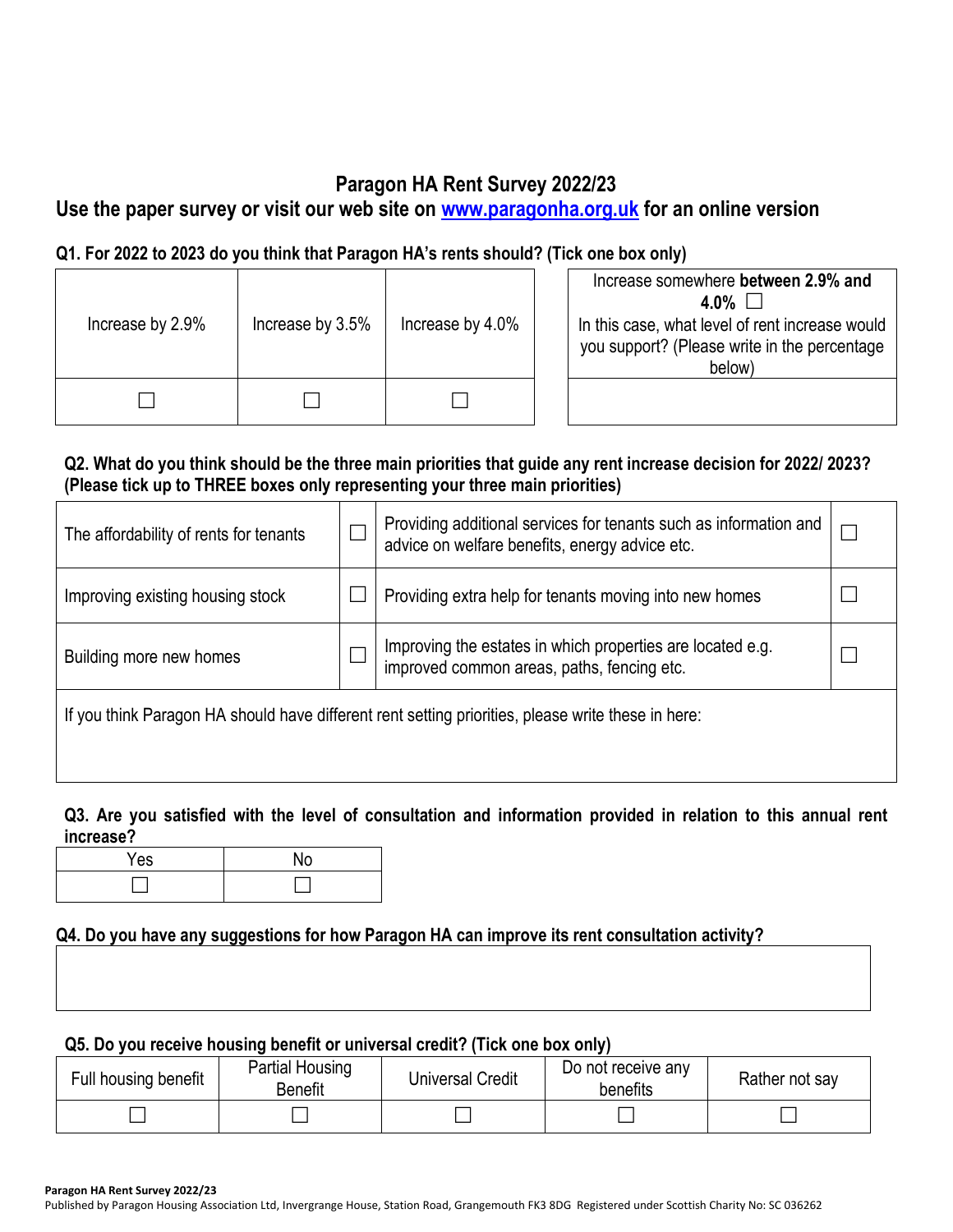## Paragon HA Rent Survey 2022/23

**Use the paper survey or visit our web site on [www.paragonha.org.uk](http://www.paragonha.org.uk) for an online version**

**Q1. For 2022 to 2023 do you think that Paragon HA's rents should? (Tick one box only)**

| Increase by 2.9% | Increase by 3.5% | Increase by 4.0% |
|---|---|---|
| ☐ | ☐ | ☐ |

| Increase somewhere **between 2.9% and 4.0%** ☐ In this case, what level of rent increase would you support? (Please write in the percentage below) |
|---|
| |

**Q2. What do you think should be the three main priorities that guide any rent increase decision for 2022/ 2023? (Please tick up to THREE boxes only representing your three main priorities)**

| | | | |
|---|---|---|---|
| The affordability of rents for tenants | ☐ | Providing additional services for tenants such as information and advice on welfare benefits, energy advice etc. | ☐ |
| Improving existing housing stock | ☐ | Providing extra help for tenants moving into new homes | ☐ |
| Building more new homes | ☐ | Improving the estates in which properties are located e.g. improved common areas, paths, fencing etc. | ☐ |
| If you think Paragon HA should have different rent setting priorities, please write these in here: | | | |

**Q3. Are you satisfied with the level of consultation and information provided in relation to this annual rent increase?**

| Yes | No |
|---|---|
| ☐ | ☐ |

**Q4. Do you have any suggestions for how Paragon HA can improve its rent consultation activity?**

| |
|---|
| |

**Q5. Do you receive housing benefit or universal credit? (Tick one box only)**

| Full housing benefit | Partial Housing Benefit | Universal Credit | Do not receive any benefits | Rather not say |
|---|---|---|---|---|
| ☐ | ☐ | ☐ | ☐ | ☐ |

**Paragon HA Rent Survey 2022/23**
Published by Paragon Housing Association Ltd, Invergrange House, Station Road, Grangemouth FK3 8DG Registered under Scottish Charity No: SC 036262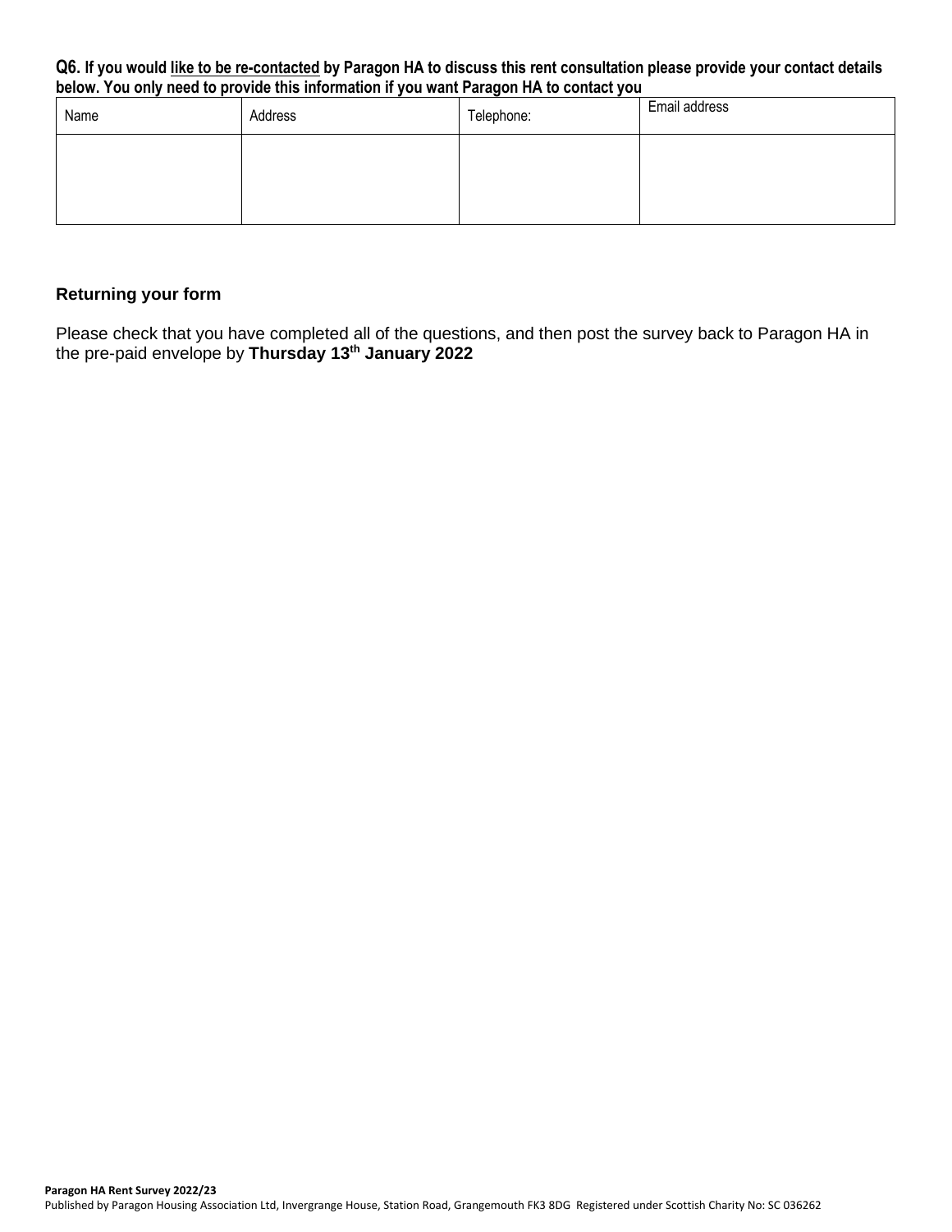**Q6. If you would <u>like to be re-contacted</u> by Paragon HA to discuss this rent consultation please provide your contact details below. You only need to provide this information if you want Paragon HA to contact you**

| Name | Address | Telephone: | Email address |
|---|---|---|---|
| | | | |

### Returning your form

Please check that you have completed all of the questions, and then post the survey back to Paragon HA in the pre-paid envelope by **Thursday 13th January 2022**